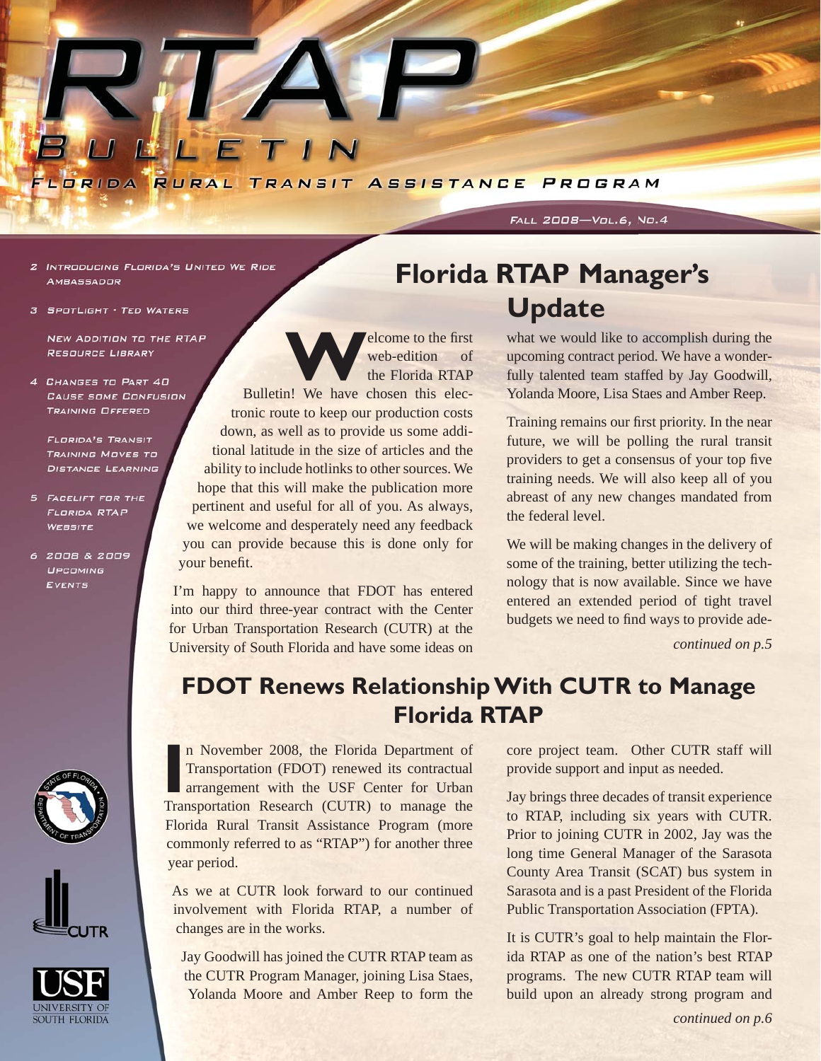# RTAP Bulletin

Florida Rural Transit Assistance Program

Fall 2008—Vol.6, No.4

- 2 Introducing Florida's United We Ride Ambassador
- 3 Spotlight - Ted Waters
  - New Addition to the RTAP Resource Library
- 4 Changes to Part 40 Cause Some Confusion
  - Training Offered
  - Florida's Transit Training Moves to Distance Learning
- 5 Facelift for the Florida RTAP Website
- 6 2008 & 2009 Upcoming Events

## Florida RTAP Manager's Update

Welcome to the first web-edition of the Florida RTAP Bulletin! We have chosen this electronic route to keep our production costs down, as well as to provide us some additional latitude in the size of articles and the ability to include hotlinks to other sources. We hope that this will make the publication more pertinent and useful for all of you. As always, we welcome and desperately need any feedback you can provide because this is done only for your benefit.

I'm happy to announce that FDOT has entered into our third three-year contract with the Center for Urban Transportation Research (CUTR) at the University of South Florida and have some ideas on what we would like to accomplish during the upcoming contract period. We have a wonderfully talented team staffed by Jay Goodwill, Yolanda Moore, Lisa Staes and Amber Reep.

Training remains our first priority. In the near future, we will be polling the rural transit providers to get a consensus of your top five training needs. We will also keep all of you abreast of any new changes mandated from the federal level.

We will be making changes in the delivery of some of the training, better utilizing the technology that is now available. Since we have entered an extended period of tight travel budgets we need to find ways to provide ade-

*continued on p.5*

## FDOT Renews Relationship With CUTR to Manage Florida RTAP

In November 2008, the Florida Department of Transportation (FDOT) renewed its contractual arrangement with the USF Center for Urban Transportation Research (CUTR) to manage the Florida Rural Transit Assistance Program (more commonly referred to as "RTAP") for another three year period.

As we at CUTR look forward to our continued involvement with Florida RTAP, a number of changes are in the works.

Jay Goodwill has joined the CUTR RTAP team as the CUTR Program Manager, joining Lisa Staes, Yolanda Moore and Amber Reep to form the core project team. Other CUTR staff will provide support and input as needed.

Jay brings three decades of transit experience to RTAP, including six years with CUTR. Prior to joining CUTR in 2002, Jay was the long time General Manager of the Sarasota County Area Transit (SCAT) bus system in Sarasota and is a past President of the Florida Public Transportation Association (FPTA).

It is CUTR's goal to help maintain the Florida RTAP as one of the nation's best RTAP programs. The new CUTR RTAP team will build upon an already strong program and

*continued on p.6*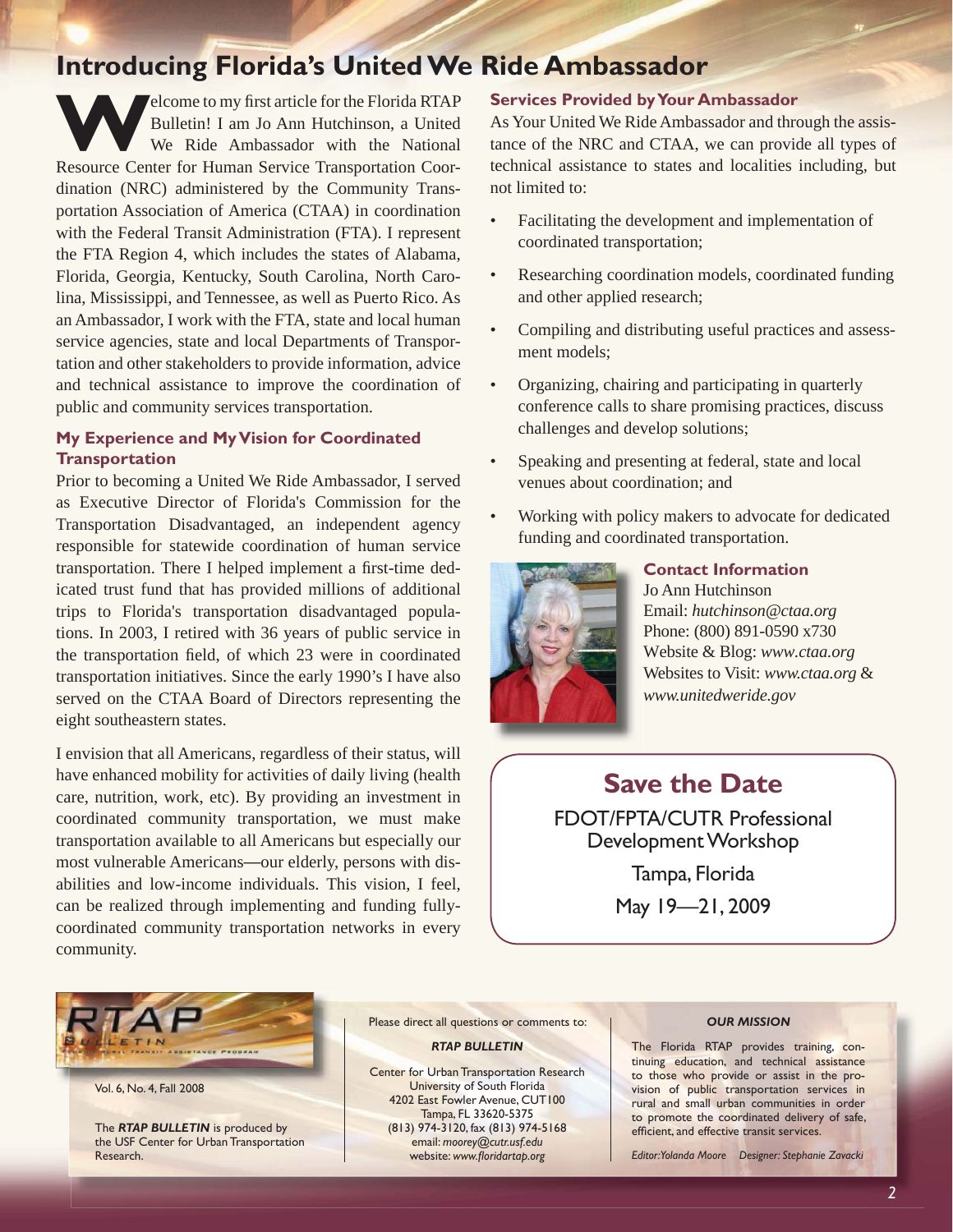# Introducing Florida's United We Ride Ambassador

Welcome to my first article for the Florida RTAP Bulletin! I am Jo Ann Hutchinson, a United We Ride Ambassador with the National Resource Center for Human Service Transportation Coordination (NRC) administered by the Community Transportation Association of America (CTAA) in coordination with the Federal Transit Administration (FTA). I represent the FTA Region 4, which includes the states of Alabama, Florida, Georgia, Kentucky, South Carolina, North Carolina, Mississippi, and Tennessee, as well as Puerto Rico. As an Ambassador, I work with the FTA, state and local human service agencies, state and local Departments of Transportation and other stakeholders to provide information, advice and technical assistance to improve the coordination of public and community services transportation.

### My Experience and My Vision for Coordinated Transportation

Prior to becoming a United We Ride Ambassador, I served as Executive Director of Florida's Commission for the Transportation Disadvantaged, an independent agency responsible for statewide coordination of human service transportation. There I helped implement a first-time dedicated trust fund that has provided millions of additional trips to Florida's transportation disadvantaged populations. In 2003, I retired with 36 years of public service in the transportation field, of which 23 were in coordinated transportation initiatives. Since the early 1990's I have also served on the CTAA Board of Directors representing the eight southeastern states.

I envision that all Americans, regardless of their status, will have enhanced mobility for activities of daily living (health care, nutrition, work, etc). By providing an investment in coordinated community transportation, we must make transportation available to all Americans but especially our most vulnerable Americans—our elderly, persons with disabilities and low-income individuals. This vision, I feel, can be realized through implementing and funding fully-coordinated community transportation networks in every community.

### Services Provided by Your Ambassador

As Your United We Ride Ambassador and through the assistance of the NRC and CTAA, we can provide all types of technical assistance to states and localities including, but not limited to:

- Facilitating the development and implementation of coordinated transportation;
- Researching coordination models, coordinated funding and other applied research;
- Compiling and distributing useful practices and assessment models;
- Organizing, chairing and participating in quarterly conference calls to share promising practices, discuss challenges and develop solutions;
- Speaking and presenting at federal, state and local venues about coordination; and
- Working with policy makers to advocate for dedicated funding and coordinated transportation.

### Contact Information

Jo Ann Hutchinson
Email: *hutchinson@ctaa.org*
Phone: (800) 891-0590 x730
Website & Blog: *www.ctaa.org*
Websites to Visit: *www.ctaa.org* & *www.unitedweride.gov*

## Save the Date

FDOT/FPTA/CUTR Professional Development Workshop

Tampa, Florida

May 19—21, 2009

---

RTAP BULLETIN

Vol. 6, No. 4, Fall 2008

The ***RTAP BULLETIN*** is produced by the USF Center for Urban Transportation Research.

Please direct all questions or comments to:

***RTAP BULLETIN***

Center for Urban Transportation Research
University of South Florida
4202 East Fowler Avenue, CUT100
Tampa, FL 33620-5375
(813) 974-3120, fax (813) 974-5168
email: *moorey@cutr.usf.edu*
website: *www.floridartap.org*

***OUR MISSION***

The Florida RTAP provides training, continuing education, and technical assistance to those who provide or assist in the provision of public transportation services in rural and small urban communities in order to promote the coordinated delivery of safe, efficient, and effective transit services.

*Editor: Yolanda Moore Designer: Stephanie Zavacki*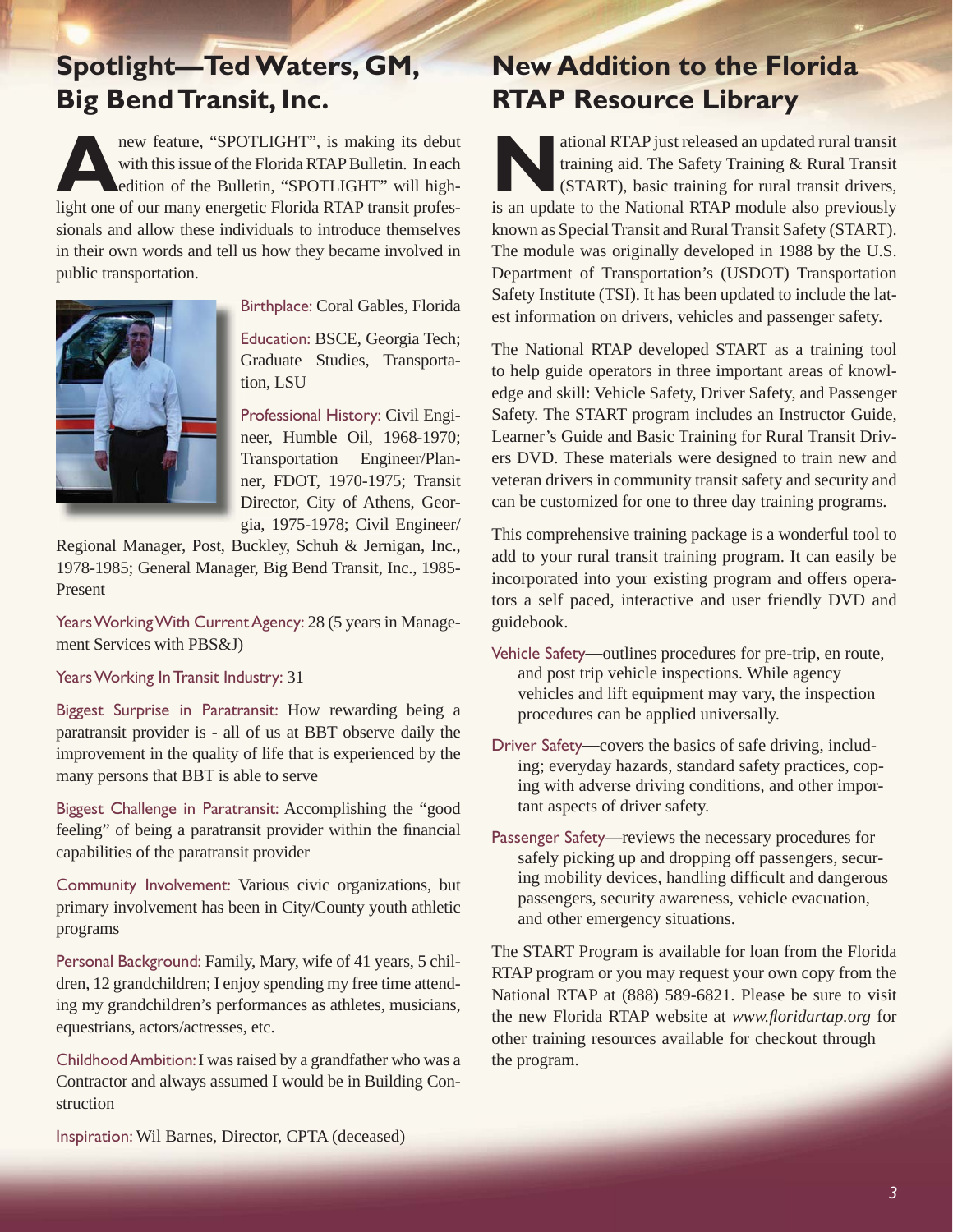## Spotlight—Ted Waters, GM, Big Bend Transit, Inc.

A new feature, "SPOTLIGHT", is making its debut with this issue of the Florida RTAP Bulletin. In each edition of the Bulletin, "SPOTLIGHT" will highlight one of our many energetic Florida RTAP transit professionals and allow these individuals to introduce themselves in their own words and tell us how they became involved in public transportation.

Birthplace: Coral Gables, Florida

Education: BSCE, Georgia Tech; Graduate Studies, Transportation, LSU

Professional History: Civil Engineer, Humble Oil, 1968-1970; Transportation Engineer/Planner, FDOT, 1970-1975; Transit Director, City of Athens, Georgia, 1975-1978; Civil Engineer/Regional Manager, Post, Buckley, Schuh & Jernigan, Inc., 1978-1985; General Manager, Big Bend Transit, Inc., 1985-Present

Years Working With Current Agency: 28 (5 years in Management Services with PBS&J)

Years Working In Transit Industry: 31

Biggest Surprise in Paratransit: How rewarding being a paratransit provider is - all of us at BBT observe daily the improvement in the quality of life that is experienced by the many persons that BBT is able to serve

Biggest Challenge in Paratransit: Accomplishing the "good feeling" of being a paratransit provider within the financial capabilities of the paratransit provider

Community Involvement: Various civic organizations, but primary involvement has been in City/County youth athletic programs

Personal Background: Family, Mary, wife of 41 years, 5 children, 12 grandchildren; I enjoy spending my free time attending my grandchildren's performances as athletes, musicians, equestrians, actors/actresses, etc.

Childhood Ambition: I was raised by a grandfather who was a Contractor and always assumed I would be in Building Construction

Inspiration: Wil Barnes, Director, CPTA (deceased)

## New Addition to the Florida RTAP Resource Library

National RTAP just released an updated rural transit training aid. The Safety Training & Rural Transit (START), basic training for rural transit drivers, is an update to the National RTAP module also previously known as Special Transit and Rural Transit Safety (START). The module was originally developed in 1988 by the U.S. Department of Transportation's (USDOT) Transportation Safety Institute (TSI). It has been updated to include the latest information on drivers, vehicles and passenger safety.

The National RTAP developed START as a training tool to help guide operators in three important areas of knowledge and skill: Vehicle Safety, Driver Safety, and Passenger Safety. The START program includes an Instructor Guide, Learner's Guide and Basic Training for Rural Transit Drivers DVD. These materials were designed to train new and veteran drivers in community transit safety and security and can be customized for one to three day training programs.

This comprehensive training package is a wonderful tool to add to your rural transit training program. It can easily be incorporated into your existing program and offers operators a self paced, interactive and user friendly DVD and guidebook.

Vehicle Safety—outlines procedures for pre-trip, en route, and post trip vehicle inspections. While agency vehicles and lift equipment may vary, the inspection procedures can be applied universally.

Driver Safety—covers the basics of safe driving, including; everyday hazards, standard safety practices, coping with adverse driving conditions, and other important aspects of driver safety.

Passenger Safety—reviews the necessary procedures for safely picking up and dropping off passengers, securing mobility devices, handling difficult and dangerous passengers, security awareness, vehicle evacuation, and other emergency situations.

The START Program is available for loan from the Florida RTAP program or you may request your own copy from the National RTAP at (888) 589-6821. Please be sure to visit the new Florida RTAP website at *www.floridartap.org* for other training resources available for checkout through the program.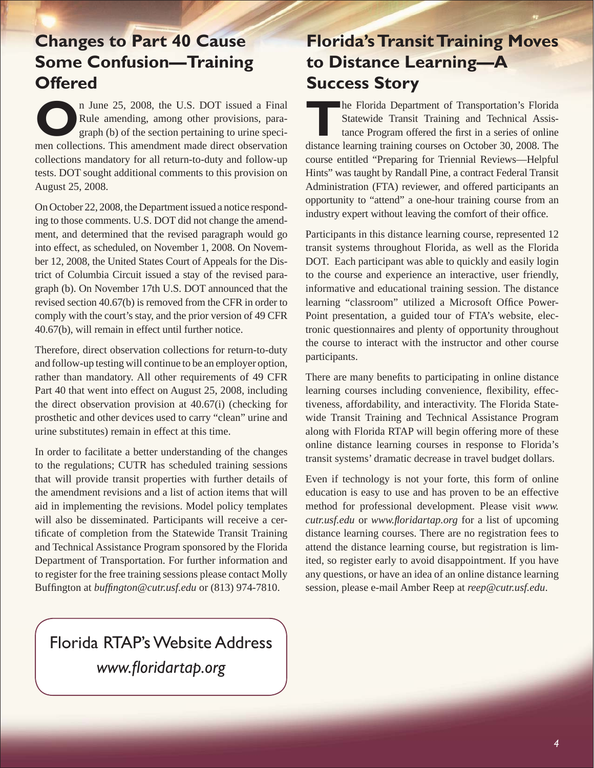## Changes to Part 40 Cause Some Confusion—Training Offered

On June 25, 2008, the U.S. DOT issued a Final Rule amending, among other provisions, paragraph (b) of the section pertaining to urine specimen collections. This amendment made direct observation collections mandatory for all return-to-duty and follow-up tests. DOT sought additional comments to this provision on August 25, 2008.

On October 22, 2008, the Department issued a notice responding to those comments. U.S. DOT did not change the amendment, and determined that the revised paragraph would go into effect, as scheduled, on November 1, 2008. On November 12, 2008, the United States Court of Appeals for the District of Columbia Circuit issued a stay of the revised paragraph (b). On November 17th U.S. DOT announced that the revised section 40.67(b) is removed from the CFR in order to comply with the court's stay, and the prior version of 49 CFR 40.67(b), will remain in effect until further notice.

Therefore, direct observation collections for return-to-duty and follow-up testing will continue to be an employer option, rather than mandatory. All other requirements of 49 CFR Part 40 that went into effect on August 25, 2008, including the direct observation provision at 40.67(i) (checking for prosthetic and other devices used to carry "clean" urine and urine substitutes) remain in effect at this time.

In order to facilitate a better understanding of the changes to the regulations; CUTR has scheduled training sessions that will provide transit properties with further details of the amendment revisions and a list of action items that will aid in implementing the revisions. Model policy templates will also be disseminated. Participants will receive a certificate of completion from the Statewide Transit Training and Technical Assistance Program sponsored by the Florida Department of Transportation. For further information and to register for the free training sessions please contact Molly Buffington at *buffington@cutr.usf.edu* or (813) 974-7810.

Florida RTAP's Website Address

*www.floridartap.org*

## Florida's Transit Training Moves to Distance Learning—A Success Story

The Florida Department of Transportation's Florida Statewide Transit Training and Technical Assistance Program offered the first in a series of online distance learning training courses on October 30, 2008. The course entitled "Preparing for Triennial Reviews—Helpful Hints" was taught by Randall Pine, a contract Federal Transit Administration (FTA) reviewer, and offered participants an opportunity to "attend" a one-hour training course from an industry expert without leaving the comfort of their office.

Participants in this distance learning course, represented 12 transit systems throughout Florida, as well as the Florida DOT. Each participant was able to quickly and easily login to the course and experience an interactive, user friendly, informative and educational training session. The distance learning "classroom" utilized a Microsoft Office PowerPoint presentation, a guided tour of FTA's website, electronic questionnaires and plenty of opportunity throughout the course to interact with the instructor and other course participants.

There are many benefits to participating in online distance learning courses including convenience, flexibility, effectiveness, affordability, and interactivity. The Florida Statewide Transit Training and Technical Assistance Program along with Florida RTAP will begin offering more of these online distance learning courses in response to Florida's transit systems' dramatic decrease in travel budget dollars.

Even if technology is not your forte, this form of online education is easy to use and has proven to be an effective method for professional development. Please visit *www.cutr.usf.edu* or *www.floridartap.org* for a list of upcoming distance learning courses. There are no registration fees to attend the distance learning course, but registration is limited, so register early to avoid disappointment. If you have any questions, or have an idea of an online distance learning session, please e-mail Amber Reep at *reep@cutr.usf.edu*.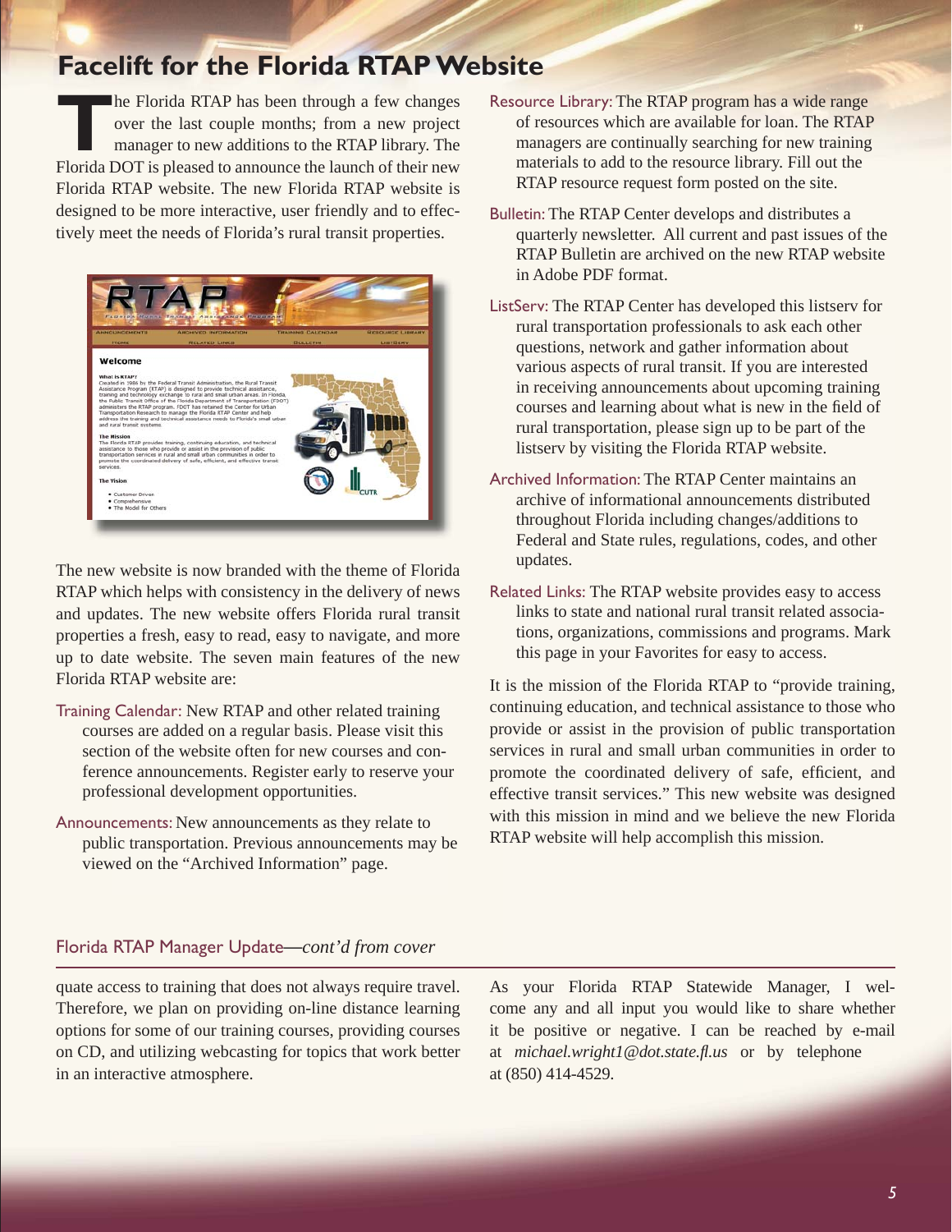# Facelift for the Florida RTAP Website

The Florida RTAP has been through a few changes over the last couple months; from a new project manager to new additions to the RTAP library. The Florida DOT is pleased to announce the launch of their new Florida RTAP website. The new Florida RTAP website is designed to be more interactive, user friendly and to effectively meet the needs of Florida's rural transit properties.

The new website is now branded with the theme of Florida RTAP which helps with consistency in the delivery of news and updates. The new website offers Florida rural transit properties a fresh, easy to read, easy to navigate, and more up to date website. The seven main features of the new Florida RTAP website are:

**Training Calendar:** New RTAP and other related training courses are added on a regular basis. Please visit this section of the website often for new courses and conference announcements. Register early to reserve your professional development opportunities.

**Announcements:** New announcements as they relate to public transportation. Previous announcements may be viewed on the "Archived Information" page.

**Resource Library:** The RTAP program has a wide range of resources which are available for loan. The RTAP managers are continually searching for new training materials to add to the resource library. Fill out the RTAP resource request form posted on the site.

**Bulletin:** The RTAP Center develops and distributes a quarterly newsletter. All current and past issues of the RTAP Bulletin are archived on the new RTAP website in Adobe PDF format.

**ListServ:** The RTAP Center has developed this listserv for rural transportation professionals to ask each other questions, network and gather information about various aspects of rural transit. If you are interested in receiving announcements about upcoming training courses and learning about what is new in the field of rural transportation, please sign up to be part of the listserv by visiting the Florida RTAP website.

**Archived Information:** The RTAP Center maintains an archive of informational announcements distributed throughout Florida including changes/additions to Federal and State rules, regulations, codes, and other updates.

**Related Links:** The RTAP website provides easy to access links to state and national rural transit related associations, organizations, commissions and programs. Mark this page in your Favorites for easy to access.

It is the mission of the Florida RTAP to "provide training, continuing education, and technical assistance to those who provide or assist in the provision of public transportation services in rural and small urban communities in order to promote the coordinated delivery of safe, efficient, and effective transit services." This new website was designed with this mission in mind and we believe the new Florida RTAP website will help accomplish this mission.

## Florida RTAP Manager Update—*cont'd from cover*

quate access to training that does not always require travel. Therefore, we plan on providing on-line distance learning options for some of our training courses, providing courses on CD, and utilizing webcasting for topics that work better in an interactive atmosphere.

As your Florida RTAP Statewide Manager, I welcome any and all input you would like to share whether it be positive or negative. I can be reached by e-mail at *michael.wright1@dot.state.fl.us* or by telephone at (850) 414-4529.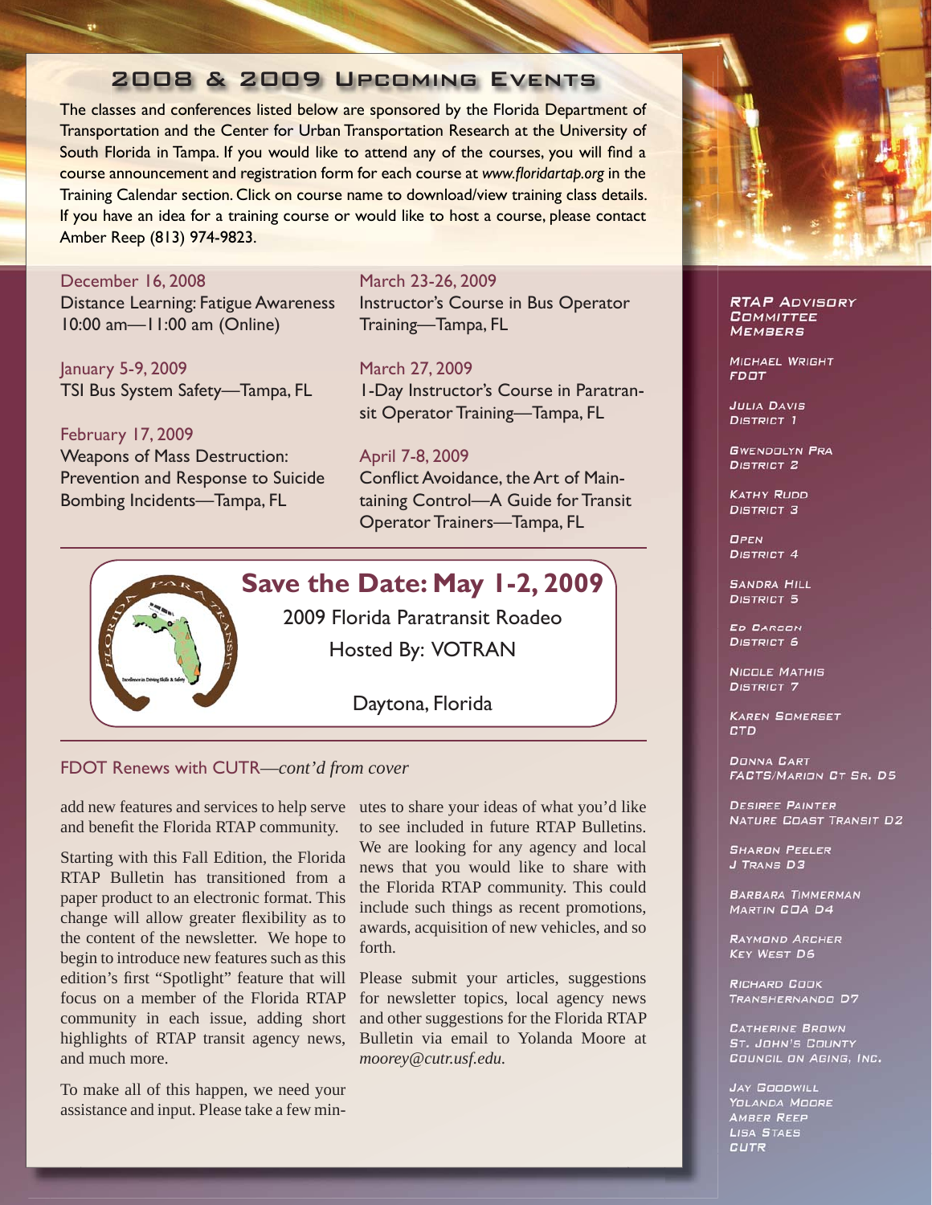## 2008 & 2009 Upcoming Events

The classes and conferences listed below are sponsored by the Florida Department of Transportation and the Center for Urban Transportation Research at the University of South Florida in Tampa. If you would like to attend any of the courses, you will find a course announcement and registration form for each course at *www.floridartap.org* in the Training Calendar section. Click on course name to download/view training class details. If you have an idea for a training course or would like to host a course, please contact Amber Reep (813) 974-9823.

December 16, 2008
Distance Learning: Fatigue Awareness
10:00 am—11:00 am (Online)

January 5-9, 2009
TSI Bus System Safety—Tampa, FL

February 17, 2009
Weapons of Mass Destruction: Prevention and Response to Suicide Bombing Incidents—Tampa, FL

March 23-26, 2009
Instructor's Course in Bus Operator Training—Tampa, FL

March 27, 2009
1-Day Instructor's Course in Paratransit Operator Training—Tampa, FL

April 7-8, 2009
Conflict Avoidance, the Art of Maintaining Control—A Guide for Transit Operator Trainers—Tampa, FL

**Save the Date: May 1-2, 2009**

2009 Florida Paratransit Roadeo

Hosted By: VOTRAN

Daytona, Florida

### FDOT Renews with CUTR—*cont'd from cover*

add new features and services to help serve and benefit the Florida RTAP community.

Starting with this Fall Edition, the Florida RTAP Bulletin has transitioned from a paper product to an electronic format. This change will allow greater flexibility as to the content of the newsletter. We hope to begin to introduce new features such as this edition's first "Spotlight" feature that will focus on a member of the Florida RTAP community in each issue, adding short highlights of RTAP transit agency news, and much more.

To make all of this happen, we need your assistance and input. Please take a few minutes to share your ideas of what you'd like to see included in future RTAP Bulletins. We are looking for any agency and local news that you would like to share with the Florida RTAP community. This could include such things as recent promotions, awards, acquisition of new vehicles, and so forth.

Please submit your articles, suggestions for newsletter topics, local agency news and other suggestions for the Florida RTAP Bulletin via email to Yolanda Moore at *moorey@cutr.usf.edu.*

### RTAP Advisory Committee Members

Michael Wright
FDOT

Julia Davis
District 1

Gwendolyn Pra
District 2

Kathy Rudd
District 3

Open
District 4

Sandra Hill
District 5

Ed Carson
District 6

Nicole Mathis
District 7

Karen Somerset
CTD

Donna Cart
FACTS/Marion Ct Sr. D5

Desiree Painter
Nature Coast Transit D2

Sharon Peeler
J Trans D3

Barbara Timmerman
Martin COA D4

Raymond Archer
Key West D6

Richard Cook
Transhernando D7

Catherine Brown
St. John's County Council on Aging, Inc.

Jay Goodwill
Yolanda Moore
Amber Reep
Lisa Staes
CUTR